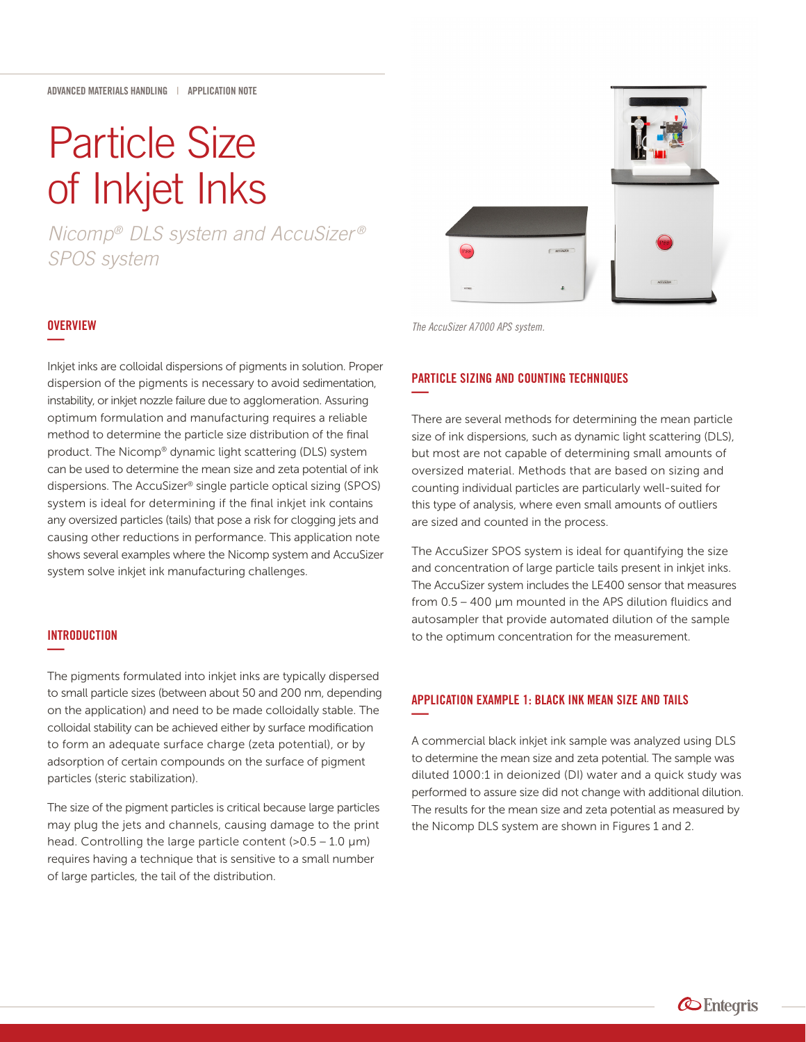ADVANCED MATERIALS HANDLING | APPLICATION NOTE

# Particle Size of Inkjet Inks

*Nicomp® DLS system and AccuSizer® SPOS system*

## OVERVIEW

Inkjet inks are colloidal dispersions of pigments in solution. Proper dispersion of the pigments is necessary to avoid sedimentation, instability, or inkjet nozzle failure due to agglomeration. Assuring optimum formulation and manufacturing requires a reliable method to determine the particle size distribution of the final product. The Nicomp® dynamic light scattering (DLS) system can be used to determine the mean size and zeta potential of ink dispersions. The AccuSizer® single particle optical sizing (SPOS) system is ideal for determining if the final inkjet ink contains any oversized particles (tails) that pose a risk for clogging jets and causing other reductions in performance. This application note shows several examples where the Nicomp system and AccuSizer system solve inkjet ink manufacturing challenges.

## INTRODUCTION

The pigments formulated into inkjet inks are typically dispersed to small particle sizes (between about 50 and 200 nm, depending on the application) and need to be made colloidally stable. The colloidal stability can be achieved either by surface modification to form an adequate surface charge (zeta potential), or by adsorption of certain compounds on the surface of pigment particles (steric stabilization).

The size of the pigment particles is critical because large particles may plug the jets and channels, causing damage to the print head. Controlling the large particle content (>0.5 – 1.0 µm) requires having a technique that is sensitive to a small number of large particles, the tail of the distribution.

*The AccuSizer A7000 APS system.*

## PARTICLE SIZING AND COUNTING TECHNIQUES

There are several methods for determining the mean particle size of ink dispersions, such as dynamic light scattering (DLS), but most are not capable of determining small amounts of oversized material. Methods that are based on sizing and counting individual particles are particularly well-suited for this type of analysis, where even small amounts of outliers are sized and counted in the process.

The AccuSizer SPOS system is ideal for quantifying the size and concentration of large particle tails present in inkjet inks. The AccuSizer system includes the LE400 sensor that measures from 0.5 – 400 µm mounted in the APS dilution fluidics and autosampler that provide automated dilution of the sample to the optimum concentration for the measurement.

## APPLICATION EXAMPLE 1: BLACK INK MEAN SIZE AND TAILS

A commercial black inkjet ink sample was analyzed using DLS to determine the mean size and zeta potential. The sample was diluted 1000:1 in deionized (DI) water and a quick study was performed to assure size did not change with additional dilution. The results for the mean size and zeta potential as measured by the Nicomp DLS system are shown in Figures 1 and 2.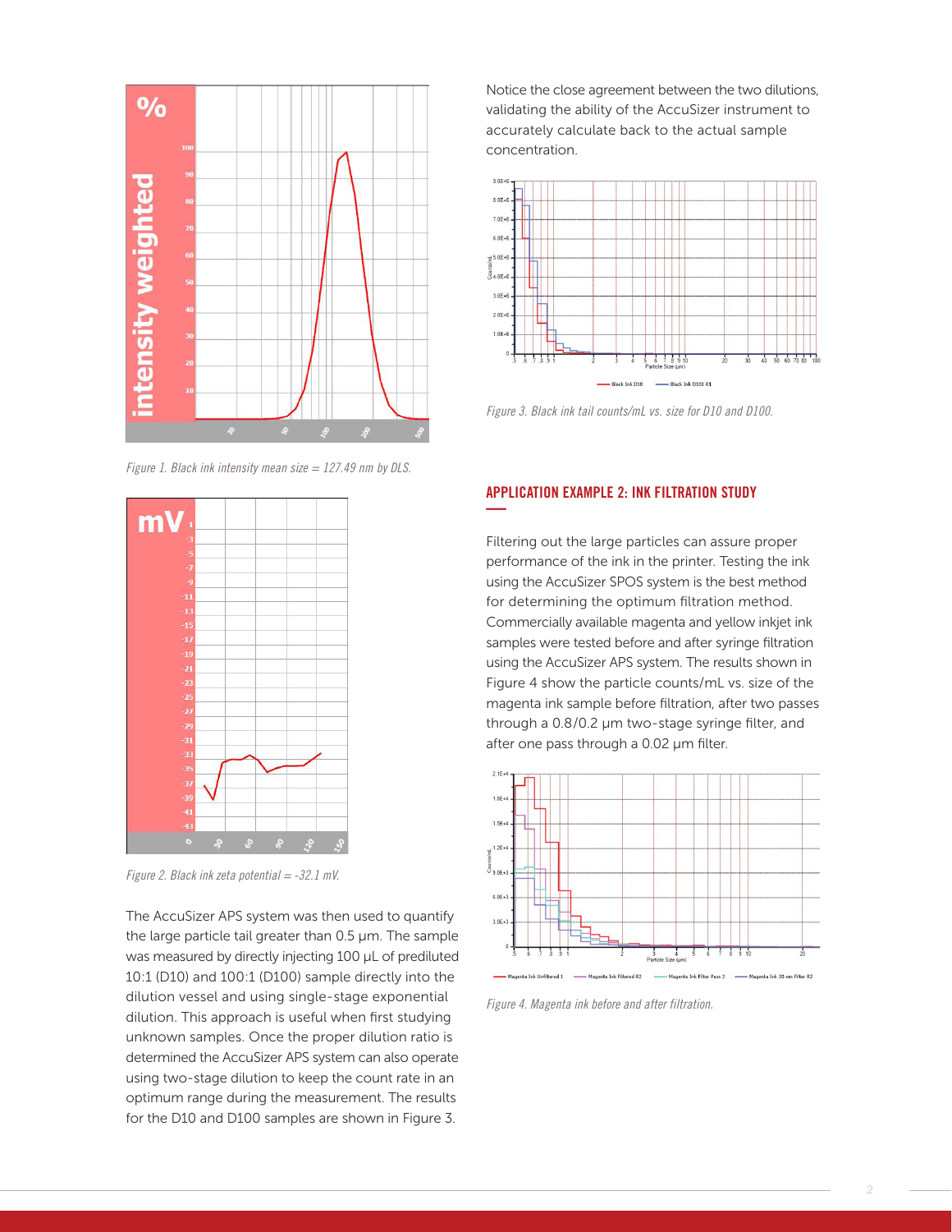Figure 1. Black ink intensity mean size = 127.49 nm by DLS.

Figure 2. Black ink zeta potential = -32.1 mV.

The AccuSizer APS system was then used to quantify the large particle tail greater than 0.5 µm. The sample was measured by directly injecting 100 µL of prediluted 10:1 (D10) and 100:1 (D100) sample directly into the dilution vessel and using single-stage exponential dilution. This approach is useful when first studying unknown samples. Once the proper dilution ratio is determined the AccuSizer APS system can also operate using two-stage dilution to keep the count rate in an optimum range during the measurement. The results for the D10 and D100 samples are shown in Figure 3.

Notice the close agreement between the two dilutions, validating the ability of the AccuSizer instrument to accurately calculate back to the actual sample concentration.

Figure 3. Black ink tail counts/mL vs. size for D10 and D100.

## APPLICATION EXAMPLE 2: INK FILTRATION STUDY

Filtering out the large particles can assure proper performance of the ink in the printer. Testing the ink using the AccuSizer SPOS system is the best method for determining the optimum filtration method. Commercially available magenta and yellow inkjet ink samples were tested before and after syringe filtration using the AccuSizer APS system. The results shown in Figure 4 show the particle counts/mL vs. size of the magenta ink sample before filtration, after two passes through a 0.8/0.2 µm two-stage syringe filter, and after one pass through a 0.02 µm filter.

Figure 4. Magenta ink before and after filtration.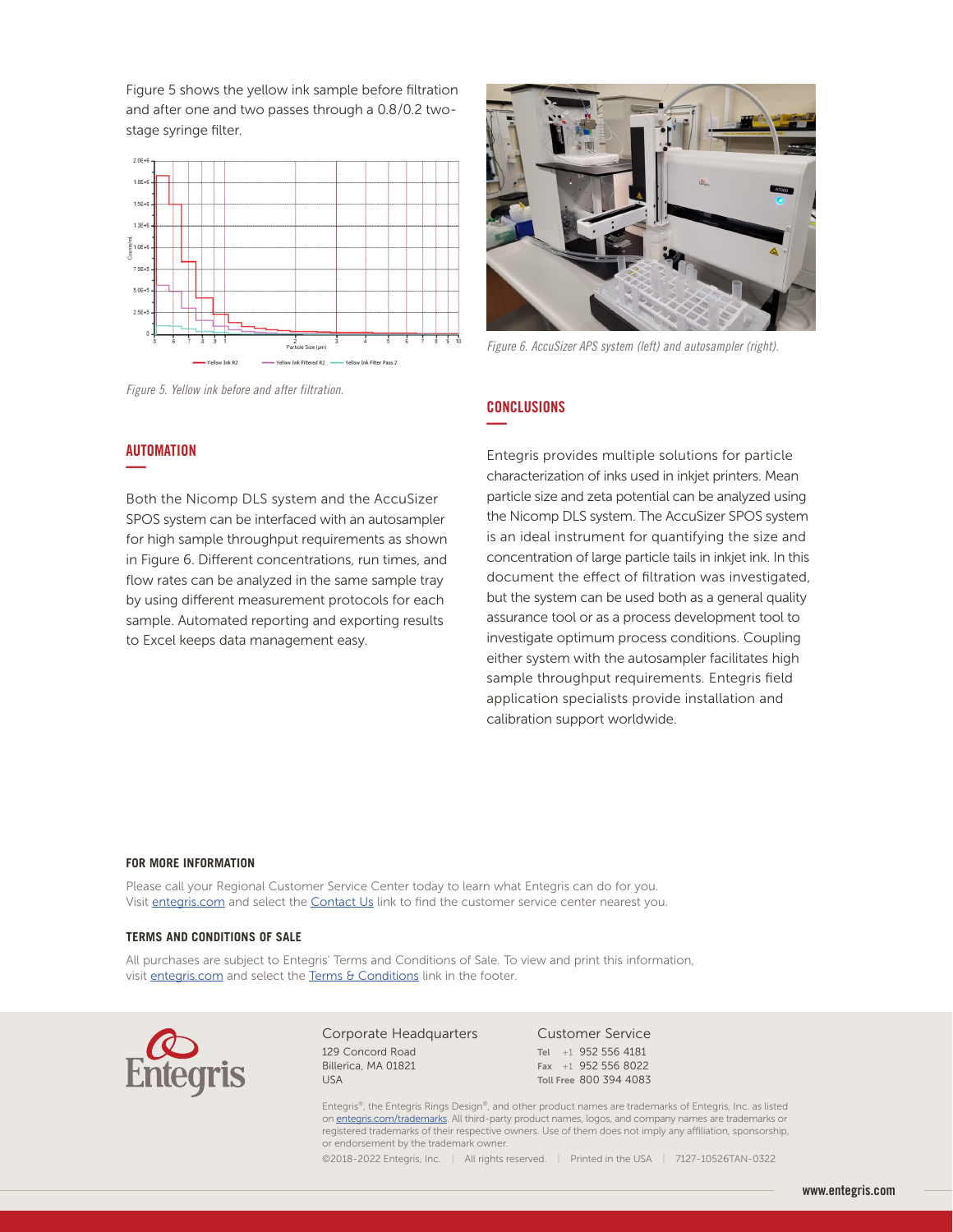Figure 5 shows the yellow ink sample before filtration and after one and two passes through a 0.8/0.2 two-stage syringe filter.

2.0E+6
1.8E+6
1.5E+6
1.3E+6
1.0E+6
7.5E+5
5.0E+5
2.5E+5
0

Counts/mL

.5 .6 .7 .8 .9 1 2 3 4 5 6 7 8 9 10

Particle Size (µm)

Yellow Ink R2 Yellow Ink Filtered R2 Yellow Ink Filter Pass 2

*Figure 5. Yellow ink before and after filtration.*

*Figure 6. AccuSizer APS system (left) and autosampler (right).*

## AUTOMATION

Both the Nicomp DLS system and the AccuSizer SPOS system can be interfaced with an autosampler for high sample throughput requirements as shown in Figure 6. Different concentrations, run times, and flow rates can be analyzed in the same sample tray by using different measurement protocols for each sample. Automated reporting and exporting results to Excel keeps data management easy.

## CONCLUSIONS

Entegris provides multiple solutions for particle characterization of inks used in inkjet printers. Mean particle size and zeta potential can be analyzed using the Nicomp DLS system. The AccuSizer SPOS system is an ideal instrument for quantifying the size and concentration of large particle tails in inkjet ink. In this document the effect of filtration was investigated, but the system can be used both as a general quality assurance tool or as a process development tool to investigate optimum process conditions. Coupling either system with the autosampler facilitates high sample throughput requirements. Entegris field application specialists provide installation and calibration support worldwide.

### FOR MORE INFORMATION

Please call your Regional Customer Service Center today to learn what Entegris can do for you. Visit entegris.com and select the Contact Us link to find the customer service center nearest you.

### TERMS AND CONDITIONS OF SALE

All purchases are subject to Entegris' Terms and Conditions of Sale. To view and print this information, visit entegris.com and select the Terms & Conditions link in the footer.

Corporate Headquarters
129 Concord Road
Billerica, MA 01821
USA

Customer Service
Tel +1 952 556 4181
Fax +1 952 556 8022
Toll Free 800 394 4083

Entegris®, the Entegris Rings Design®, and other product names are trademarks of Entegris, Inc. as listed on entegris.com/trademarks. All third-party product names, logos, and company names are trademarks or registered trademarks of their respective owners. Use of them does not imply any affiliation, sponsorship, or endorsement by the trademark owner.

©2018-2022 Entegris, Inc. | All rights reserved. | Printed in the USA | 7127-10526TAN-0322

www.entegris.com